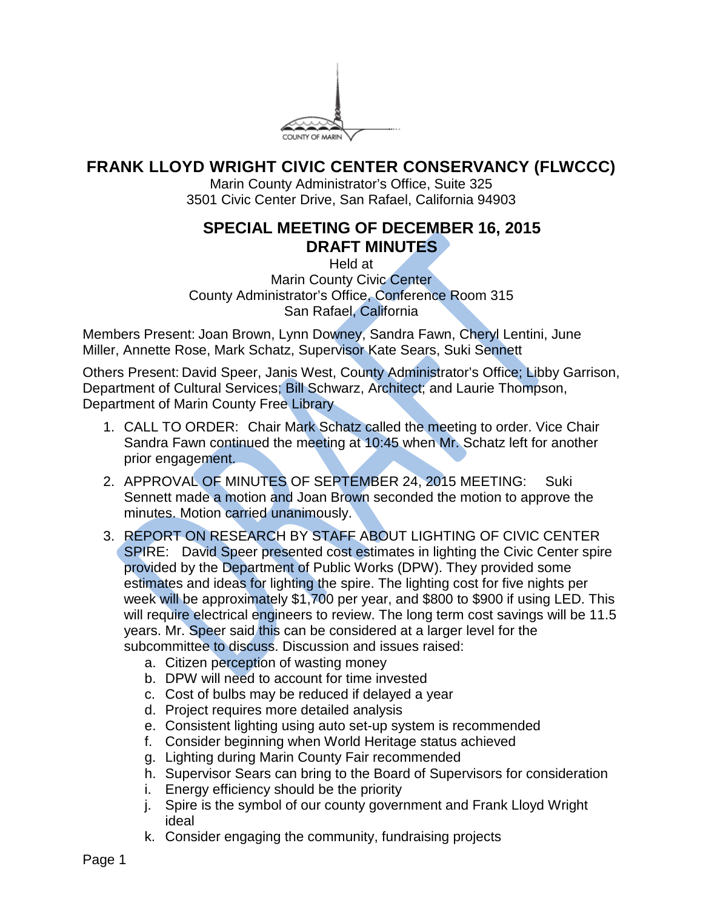COUNTY OF MARIN

# FRANK LLOYD WRIGHT CIVIC CENTER CONSERVANCY (FLWCCC)

Marin County Administrator's Office, Suite 325
3501 Civic Center Drive, San Rafael, California 94903

## SPECIAL MEETING OF DECEMBER 16, 2015
## DRAFT MINUTES

Held at
Marin County Civic Center
County Administrator's Office, Conference Room 315
San Rafael, California

Members Present: Joan Brown, Lynn Downey, Sandra Fawn, Cheryl Lentini, June Miller, Annette Rose, Mark Schatz, Supervisor Kate Sears, Suki Sennett

Others Present: David Speer, Janis West, County Administrator's Office; Libby Garrison, Department of Cultural Services; Bill Schwarz, Architect; and Laurie Thompson, Department of Marin County Free Library

1. CALL TO ORDER: Chair Mark Schatz called the meeting to order. Vice Chair Sandra Fawn continued the meeting at 10:45 when Mr. Schatz left for another prior engagement.

2. APPROVAL OF MINUTES OF SEPTEMBER 24, 2015 MEETING: Suki Sennett made a motion and Joan Brown seconded the motion to approve the minutes. Motion carried unanimously.

3. REPORT ON RESEARCH BY STAFF ABOUT LIGHTING OF CIVIC CENTER SPIRE: David Speer presented cost estimates in lighting the Civic Center spire provided by the Department of Public Works (DPW). They provided some estimates and ideas for lighting the spire. The lighting cost for five nights per week will be approximately $1,700 per year, and $800 to $900 if using LED. This will require electrical engineers to review. The long term cost savings will be 11.5 years. Mr. Speer said this can be considered at a larger level for the subcommittee to discuss. Discussion and issues raised:
   a. Citizen perception of wasting money
   b. DPW will need to account for time invested
   c. Cost of bulbs may be reduced if delayed a year
   d. Project requires more detailed analysis
   e. Consistent lighting using auto set-up system is recommended
   f. Consider beginning when World Heritage status achieved
   g. Lighting during Marin County Fair recommended
   h. Supervisor Sears can bring to the Board of Supervisors for consideration
   i. Energy efficiency should be the priority
   j. Spire is the symbol of our county government and Frank Lloyd Wright ideal
   k. Consider engaging the community, fundraising projects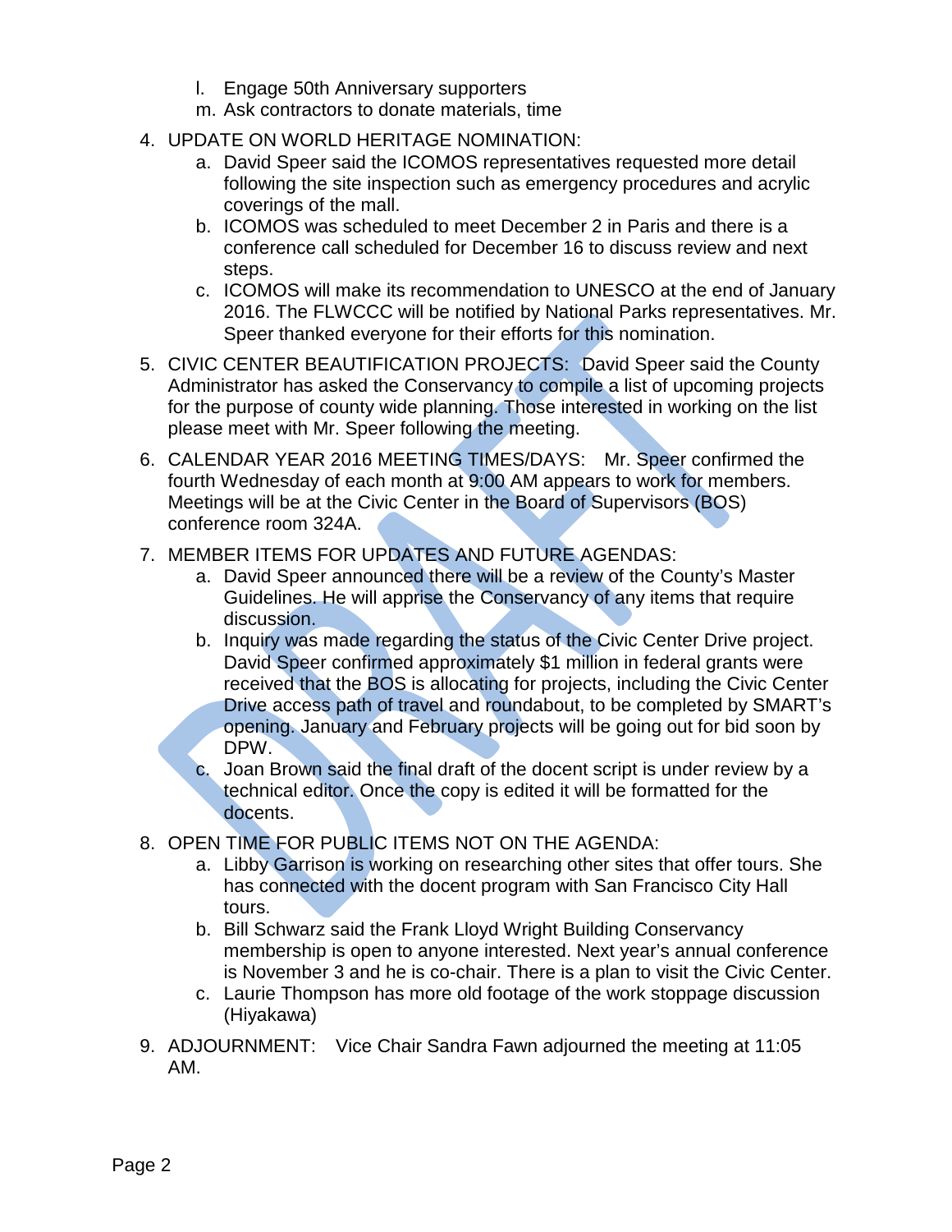l. Engage 50th Anniversary supporters
m. Ask contractors to donate materials, time

4. UPDATE ON WORLD HERITAGE NOMINATION:
   a. David Speer said the ICOMOS representatives requested more detail following the site inspection such as emergency procedures and acrylic coverings of the mall.
   b. ICOMOS was scheduled to meet December 2 in Paris and there is a conference call scheduled for December 16 to discuss review and next steps.
   c. ICOMOS will make its recommendation to UNESCO at the end of January 2016. The FLWCCC will be notified by National Parks representatives. Mr. Speer thanked everyone for their efforts for this nomination.

5. CIVIC CENTER BEAUTIFICATION PROJECTS: David Speer said the County Administrator has asked the Conservancy to compile a list of upcoming projects for the purpose of county wide planning. Those interested in working on the list please meet with Mr. Speer following the meeting.

6. CALENDAR YEAR 2016 MEETING TIMES/DAYS: Mr. Speer confirmed the fourth Wednesday of each month at 9:00 AM appears to work for members. Meetings will be at the Civic Center in the Board of Supervisors (BOS) conference room 324A.

7. MEMBER ITEMS FOR UPDATES AND FUTURE AGENDAS:
   a. David Speer announced there will be a review of the County's Master Guidelines. He will apprise the Conservancy of any items that require discussion.
   b. Inquiry was made regarding the status of the Civic Center Drive project. David Speer confirmed approximately $1 million in federal grants were received that the BOS is allocating for projects, including the Civic Center Drive access path of travel and roundabout, to be completed by SMART's opening. January and February projects will be going out for bid soon by DPW.
   c. Joan Brown said the final draft of the docent script is under review by a technical editor. Once the copy is edited it will be formatted for the docents.

8. OPEN TIME FOR PUBLIC ITEMS NOT ON THE AGENDA:
   a. Libby Garrison is working on researching other sites that offer tours. She has connected with the docent program with San Francisco City Hall tours.
   b. Bill Schwarz said the Frank Lloyd Wright Building Conservancy membership is open to anyone interested. Next year's annual conference is November 3 and he is co-chair. There is a plan to visit the Civic Center.
   c. Laurie Thompson has more old footage of the work stoppage discussion (Hiyakawa)

9. ADJOURNMENT: Vice Chair Sandra Fawn adjourned the meeting at 11:05 AM.